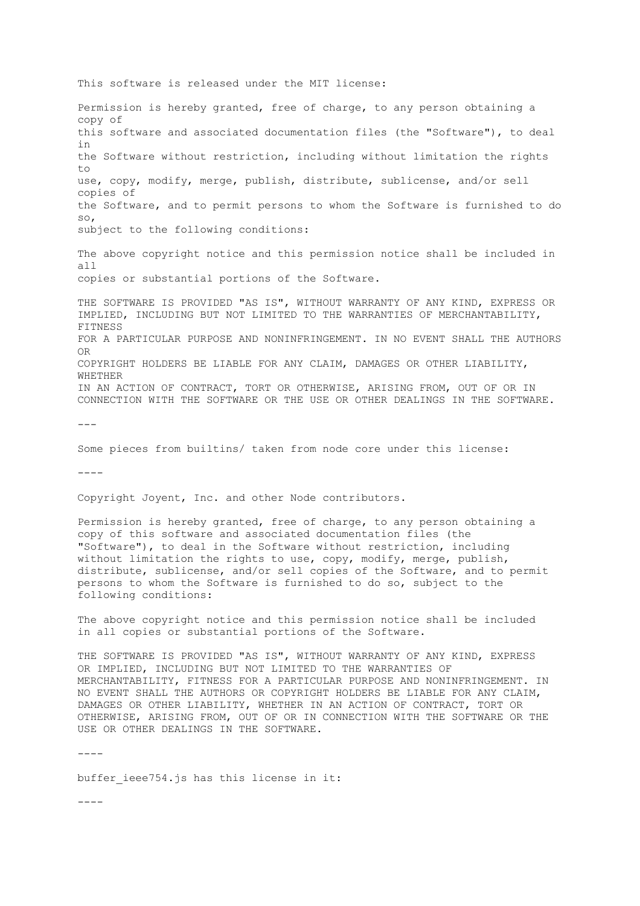This software is released under the MIT license:

Permission is hereby granted, free of charge, to any person obtaining a copy of
this software and associated documentation files (the "Software"), to deal in
the Software without restriction, including without limitation the rights to
use, copy, modify, merge, publish, distribute, sublicense, and/or sell copies of
the Software, and to permit persons to whom the Software is furnished to do so,
subject to the following conditions:

The above copyright notice and this permission notice shall be included in all
copies or substantial portions of the Software.

THE SOFTWARE IS PROVIDED "AS IS", WITHOUT WARRANTY OF ANY KIND, EXPRESS OR
IMPLIED, INCLUDING BUT NOT LIMITED TO THE WARRANTIES OF MERCHANTABILITY, FITNESS
FOR A PARTICULAR PURPOSE AND NONINFRINGEMENT. IN NO EVENT SHALL THE AUTHORS OR
COPYRIGHT HOLDERS BE LIABLE FOR ANY CLAIM, DAMAGES OR OTHER LIABILITY, WHETHER
IN AN ACTION OF CONTRACT, TORT OR OTHERWISE, ARISING FROM, OUT OF OR IN
CONNECTION WITH THE SOFTWARE OR THE USE OR OTHER DEALINGS IN THE SOFTWARE.

---

Some pieces from builtins/ taken from node core under this license:

----

Copyright Joyent, Inc. and other Node contributors.

Permission is hereby granted, free of charge, to any person obtaining a
copy of this software and associated documentation files (the
"Software"), to deal in the Software without restriction, including
without limitation the rights to use, copy, modify, merge, publish,
distribute, sublicense, and/or sell copies of the Software, and to permit
persons to whom the Software is furnished to do so, subject to the
following conditions:

The above copyright notice and this permission notice shall be included
in all copies or substantial portions of the Software.

THE SOFTWARE IS PROVIDED "AS IS", WITHOUT WARRANTY OF ANY KIND, EXPRESS
OR IMPLIED, INCLUDING BUT NOT LIMITED TO THE WARRANTIES OF
MERCHANTABILITY, FITNESS FOR A PARTICULAR PURPOSE AND NONINFRINGEMENT. IN
NO EVENT SHALL THE AUTHORS OR COPYRIGHT HOLDERS BE LIABLE FOR ANY CLAIM,
DAMAGES OR OTHER LIABILITY, WHETHER IN AN ACTION OF CONTRACT, TORT OR
OTHERWISE, ARISING FROM, OUT OF OR IN CONNECTION WITH THE SOFTWARE OR THE
USE OR OTHER DEALINGS IN THE SOFTWARE.

----

buffer_ieee754.js has this license in it:

----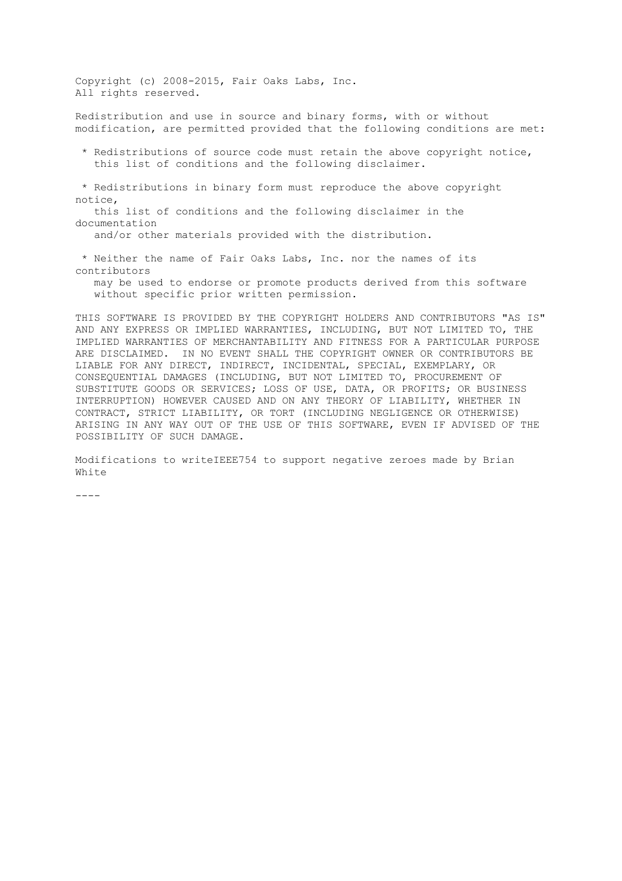Copyright (c) 2008-2015, Fair Oaks Labs, Inc.
All rights reserved.

Redistribution and use in source and binary forms, with or without modification, are permitted provided that the following conditions are met:

* Redistributions of source code must retain the above copyright notice, this list of conditions and the following disclaimer.

* Redistributions in binary form must reproduce the above copyright notice, this list of conditions and the following disclaimer in the documentation and/or other materials provided with the distribution.

* Neither the name of Fair Oaks Labs, Inc. nor the names of its contributors may be used to endorse or promote products derived from this software without specific prior written permission.

THIS SOFTWARE IS PROVIDED BY THE COPYRIGHT HOLDERS AND CONTRIBUTORS "AS IS" AND ANY EXPRESS OR IMPLIED WARRANTIES, INCLUDING, BUT NOT LIMITED TO, THE IMPLIED WARRANTIES OF MERCHANTABILITY AND FITNESS FOR A PARTICULAR PURPOSE ARE DISCLAIMED. IN NO EVENT SHALL THE COPYRIGHT OWNER OR CONTRIBUTORS BE LIABLE FOR ANY DIRECT, INDIRECT, INCIDENTAL, SPECIAL, EXEMPLARY, OR CONSEQUENTIAL DAMAGES (INCLUDING, BUT NOT LIMITED TO, PROCUREMENT OF SUBSTITUTE GOODS OR SERVICES; LOSS OF USE, DATA, OR PROFITS; OR BUSINESS INTERRUPTION) HOWEVER CAUSED AND ON ANY THEORY OF LIABILITY, WHETHER IN CONTRACT, STRICT LIABILITY, OR TORT (INCLUDING NEGLIGENCE OR OTHERWISE) ARISING IN ANY WAY OUT OF THE USE OF THIS SOFTWARE, EVEN IF ADVISED OF THE POSSIBILITY OF SUCH DAMAGE.

Modifications to writeIEEE754 to support negative zeroes made by Brian White

----